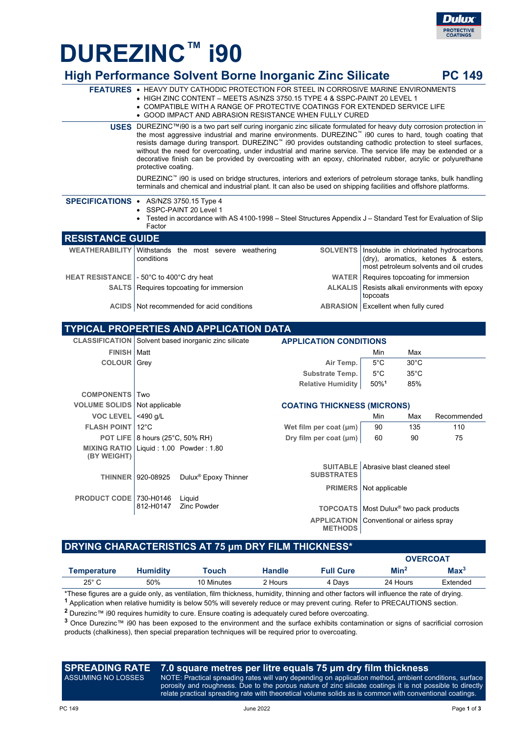# DUREZINC™ i90

## High Performance Solvent Borne Inorganic Zinc Silicate — PC 149

**FEATURES**

- HEAVY DUTY CATHODIC PROTECTION FOR STEEL IN CORROSIVE MARINE ENVIRONMENTS
- HIGH ZINC CONTENT – MEETS AS/NZS 3750.15 TYPE 4 & SSPC-PAINT 20 LEVEL 1
- COMPATIBLE WITH A RANGE OF PROTECTIVE COATINGS FOR EXTENDED SERVICE LIFE
- GOOD IMPACT AND ABRASION RESISTANCE WHEN FULLY CURED

**USES**

DUREZINC™i90 is a two part self curing inorganic zinc silicate formulated for heavy duty corrosion protection in the most aggressive industrial and marine environments. DUREZINC™ i90 cures to hard, tough coating that resists damage during transport. DUREZINC™ i90 provides outstanding cathodic protection to steel surfaces, without the need for overcoating, under industrial and marine service. The service life may be extended or a decorative finish can be provided by overcoating with an epoxy, chlorinated rubber, acrylic or polyurethane protective coating.

DUREZINC™ i90 is used on bridge structures, interiors and exteriors of petroleum storage tanks, bulk handling terminals and chemical and industrial plant. It can also be used on shipping facilities and offshore platforms.

**SPECIFICATIONS**

- AS/NZS 3750.15 Type 4
- SSPC-PAINT 20 Level 1
- Tested in accordance with AS 4100-1998 – Steel Structures Appendix J – Standard Test for Evaluation of Slip Factor

## RESISTANCE GUIDE

| | | | |
|---|---|---|---|
| **WEATHERABILITY** | Withstands the most severe weathering conditions | **SOLVENTS** | Insoluble in chlorinated hydrocarbons (dry), aromatics, ketones & esters, most petroleum solvents and oil crudes |
| **HEAT RESISTANCE** | - 50°C to 400°C dry heat | **WATER** | Requires topcoating for immersion |
| **SALTS** | Requires topcoating for immersion | **ALKALIS** | Resists alkali environments with epoxy topcoats |
| **ACIDS** | Not recommended for acid conditions | **ABRASION** | Excellent when fully cured |

## TYPICAL PROPERTIES AND APPLICATION DATA

| | |
|---|---|
| **CLASSIFICATION** | Solvent based inorganic zinc silicate |
| **FINISH** | Matt |
| **COLOUR** | Grey |
| **COMPONENTS** | Two |
| **VOLUME SOLIDS** | Not applicable |
| **VOC LEVEL** | <490 g/L |
| **FLASH POINT** | 12°C |
| **POT LIFE** | 8 hours (25°C, 50% RH) |
| **MIXING RATIO (BY WEIGHT)** | Liquid : 1.00 Powder : 1.80 |
| **THINNER** | 920-08925 Dulux® Epoxy Thinner |
| **PRODUCT CODE** | 730-H0146 Liquid; 812-H0147 Zinc Powder |

**APPLICATION CONDITIONS**

| | Min | Max |
|---|---|---|
| **Air Temp.** | 5°C | 30°C |
| **Substrate Temp.** | 5°C | 35°C |
| **Relative Humidity** | 50%[1] | 85% |

**COATING THICKNESS (MICRONS)**

| | Min | Max | Recommended |
|---|---|---|---|
| **Wet film per coat (µm)** | 90 | 135 | 110 |
| **Dry film per coat (µm)** | 60 | 90 | 75 |

| | |
|---|---|
| **SUITABLE SUBSTRATES** | Abrasive blast cleaned steel |
| **PRIMERS** | Not applicable |
| **TOPCOATS** | Most Dulux® two pack products |
| **APPLICATION METHODS** | Conventional or airless spray |

## DRYING CHARACTERISTICS AT 75 µm DRY FILM THICKNESS*

| | | | | | OVERCOAT | |
|---|---|---|---|---|---|---|
| **Temperature** | **Humidity** | **Touch** | **Handle** | **Full Cure** | **Min[2]** | **Max[3]** |
| 25° C | 50% | 10 Minutes | 2 Hours | 4 Days | 24 Hours | Extended |

*These figures are a guide only, as ventilation, film thickness, humidity, thinning and other factors will influence the rate of drying.

[1] Application when relative humidity is below 50% will severely reduce or may prevent curing. Refer to PRECAUTIONS section.

[2] Durezinc™ i90 requires humidity to cure. Ensure coating is adequately cured before overcoating.

[3] Once Durezinc™ i90 has been exposed to the environment and the surface exhibits contamination or signs of sacrificial corrosion products (chalkiness), then special preparation techniques will be required prior to overcoating.

## SPREADING RATE — 7.0 square metres per litre equals 75 µm dry film thickness

ASSUMING NO LOSSES

NOTE: Practical spreading rates will vary depending on application method, ambient conditions, surface porosity and roughness. Due to the porous nature of zinc silicate coatings it is not possible to directly relate practical spreading rate with theoretical volume solids as is common with conventional coatings.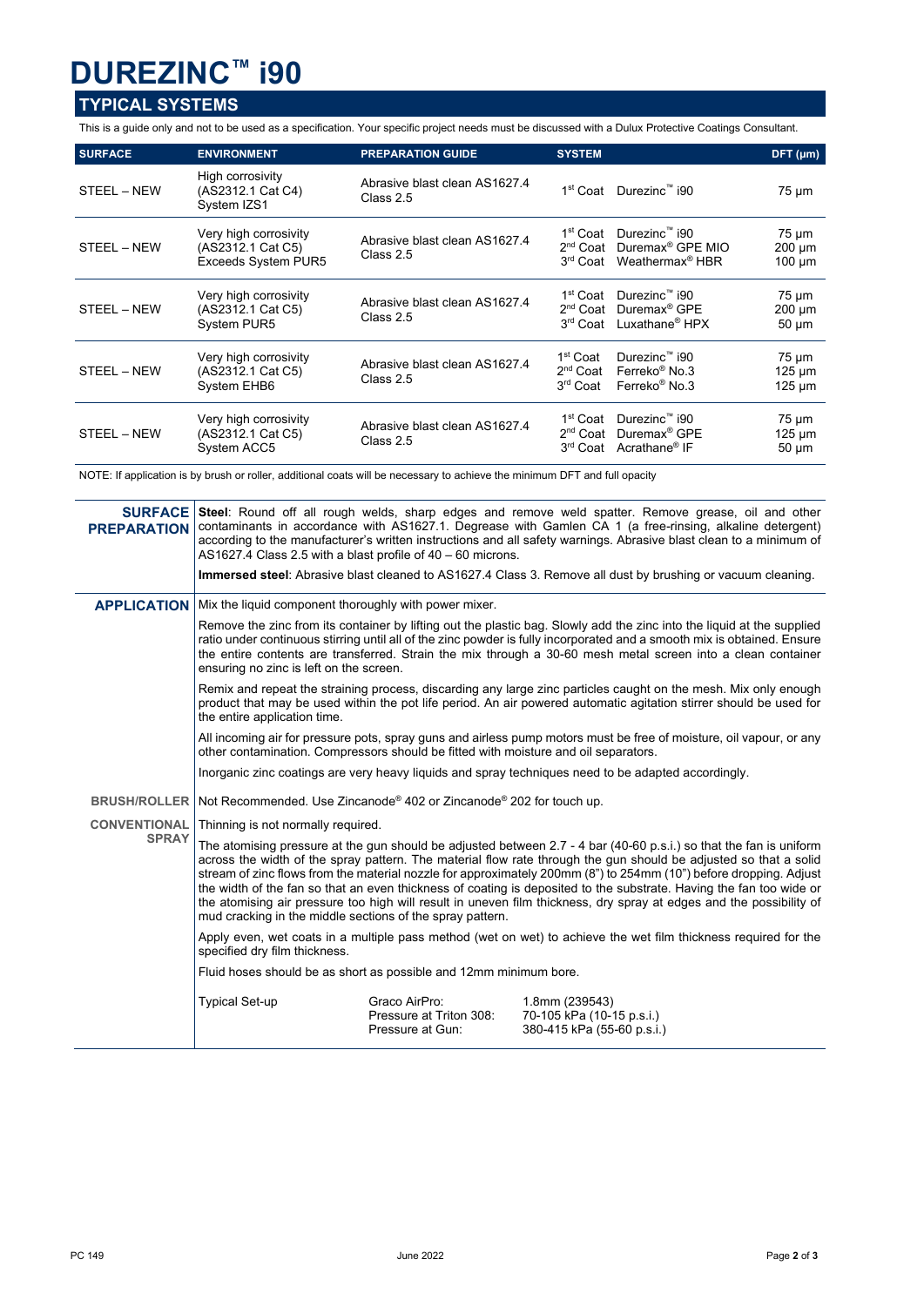# DUREZINC™ i90

## TYPICAL SYSTEMS

This is a guide only and not to be used as a specification. Your specific project needs must be discussed with a Dulux Protective Coatings Consultant.

| SURFACE | ENVIRONMENT | PREPARATION GUIDE | SYSTEM | DFT (µm) |
|---|---|---|---|---|
| STEEL – NEW | High corrosivity (AS2312.1 Cat C4) System IZS1 | Abrasive blast clean AS1627.4 Class 2.5 | 1st Coat Durezinc™ i90 | 75 µm |
| STEEL – NEW | Very high corrosivity (AS2312.1 Cat C5) Exceeds System PUR5 | Abrasive blast clean AS1627.4 Class 2.5 | 1st Coat Durezinc™ i90<br>2nd Coat Duremax® GPE MIO<br>3rd Coat Weathermax® HBR | 75 µm<br>200 µm<br>100 µm |
| STEEL – NEW | Very high corrosivity (AS2312.1 Cat C5) System PUR5 | Abrasive blast clean AS1627.4 Class 2.5 | 1st Coat Durezinc™ i90<br>2nd Coat Duremax® GPE<br>3rd Coat Luxathane® HPX | 75 µm<br>200 µm<br>50 µm |
| STEEL – NEW | Very high corrosivity (AS2312.1 Cat C5) System EHB6 | Abrasive blast clean AS1627.4 Class 2.5 | 1st Coat Durezinc™ i90<br>2nd Coat Ferreko® No.3<br>3rd Coat Ferreko® No.3 | 75 µm<br>125 µm<br>125 µm |
| STEEL – NEW | Very high corrosivity (AS2312.1 Cat C5) System ACC5 | Abrasive blast clean AS1627.4 Class 2.5 | 1st Coat Durezinc™ i90<br>2nd Coat Duremax® GPE<br>3rd Coat Acrathane® IF | 75 µm<br>125 µm<br>50 µm |

NOTE: If application is by brush or roller, additional coats will be necessary to achieve the minimum DFT and full opacity

## SURFACE PREPARATION

**Steel**: Round off all rough welds, sharp edges and remove weld spatter. Remove grease, oil and other contaminants in accordance with AS1627.1. Degrease with Gamlen CA 1 (a free-rinsing, alkaline detergent) according to the manufacturer's written instructions and all safety warnings. Abrasive blast clean to a minimum of AS1627.4 Class 2.5 with a blast profile of 40 – 60 microns.

**Immersed steel**: Abrasive blast cleaned to AS1627.4 Class 3. Remove all dust by brushing or vacuum cleaning.

## APPLICATION

Mix the liquid component thoroughly with power mixer.

Remove the zinc from its container by lifting out the plastic bag. Slowly add the zinc into the liquid at the supplied ratio under continuous stirring until all of the zinc powder is fully incorporated and a smooth mix is obtained. Ensure the entire contents are transferred. Strain the mix through a 30-60 mesh metal screen into a clean container ensuring no zinc is left on the screen.

Remix and repeat the straining process, discarding any large zinc particles caught on the mesh. Mix only enough product that may be used within the pot life period. An air powered automatic agitation stirrer should be used for the entire application time.

All incoming air for pressure pots, spray guns and airless pump motors must be free of moisture, oil vapour, or any other contamination. Compressors should be fitted with moisture and oil separators.

Inorganic zinc coatings are very heavy liquids and spray techniques need to be adapted accordingly.

### BRUSH/ROLLER

Not Recommended. Use Zincanode® 402 or Zincanode® 202 for touch up.

### CONVENTIONAL SPRAY

Thinning is not normally required.

The atomising pressure at the gun should be adjusted between 2.7 - 4 bar (40-60 p.s.i.) so that the fan is uniform across the width of the spray pattern. The material flow rate through the gun should be adjusted so that a solid stream of zinc flows from the material nozzle for approximately 200mm (8") to 254mm (10") before dropping. Adjust the width of the fan so that an even thickness of coating is deposited to the substrate. Having the fan too wide or the atomising air pressure too high will result in uneven film thickness, dry spray at edges and the possibility of mud cracking in the middle sections of the spray pattern.

Apply even, wet coats in a multiple pass method (wet on wet) to achieve the wet film thickness required for the specified dry film thickness.

Fluid hoses should be as short as possible and 12mm minimum bore.

| Typical Set-up | | |
|---|---|---|
| | Graco AirPro: | 1.8mm (239543) |
| | Pressure at Triton 308: | 70-105 kPa (10-15 p.s.i.) |
| | Pressure at Gun: | 380-415 kPa (55-60 p.s.i.) |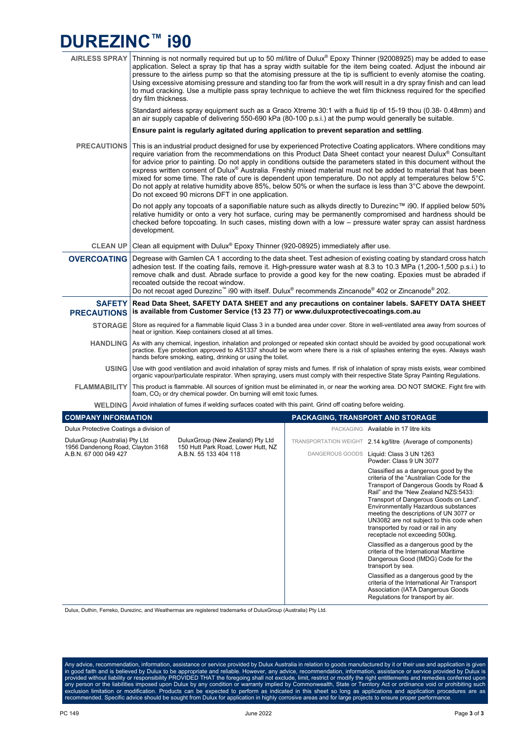# DUREZINC™ i90

**AIRLESS SPRAY**

Thinning is not normally required but up to 50 ml/litre of Dulux® Epoxy Thinner (92008925) may be added to ease application. Select a spray tip that has a spray width suitable for the item being coated. Adjust the inbound air pressure to the airless pump so that the atomising pressure at the tip is sufficient to evenly atomise the coating. Using excessive atomising pressure and standing too far from the work will result in a dry spray finish and can lead to mud cracking. Use a multiple pass spray technique to achieve the wet film thickness required for the specified dry film thickness.

Standard airless spray equipment such as a Graco Xtreme 30:1 with a fluid tip of 15-19 thou (0.38- 0.48mm) and an air supply capable of delivering 550-690 kPa (80-100 p.s.i.) at the pump would generally be suitable.

**Ensure paint is regularly agitated during application to prevent separation and settling**.

**PRECAUTIONS**

This is an industrial product designed for use by experienced Protective Coating applicators. Where conditions may require variation from the recommendations on this Product Data Sheet contact your nearest Dulux® Consultant for advice prior to painting. Do not apply in conditions outside the parameters stated in this document without the express written consent of Dulux® Australia. Freshly mixed material must not be added to material that has been mixed for some time. The rate of cure is dependent upon temperature. Do not apply at temperatures below 5°C. Do not apply at relative humidity above 85%, below 50% or when the surface is less than 3°C above the dewpoint. Do not exceed 90 microns DFT in one application.

Do not apply any topcoats of a saponifiable nature such as alkyds directly to Durezinc™ i90. If applied below 50% relative humidity or onto a very hot surface, curing may be permanently compromised and hardness should be checked before topcoating. In such cases, misting down with a low – pressure water spray can assist hardness development.

**CLEAN UP**

Clean all equipment with Dulux® Epoxy Thinner (920-08925) immediately after use.

## OVERCOATING

Degrease with Gamlen CA 1 according to the data sheet. Test adhesion of existing coating by standard cross hatch adhesion test. If the coating fails, remove it. High-pressure water wash at 8.3 to 10.3 MPa (1,200-1,500 p.s.i.) to remove chalk and dust. Abrade surface to provide a good key for the new coating. Epoxies must be abraded if recoated outside the recoat window.
Do not recoat aged Durezinc™ i90 with itself. Dulux® recommends Zincanode® 402 or Zincanode® 202.

## SAFETY PRECAUTIONS

**Read Data Sheet, SAFETY DATA SHEET and any precautions on container labels. SAFETY DATA SHEET is available from Customer Service (13 23 77) or www.duluxprotectivecoatings.com.au**

**STORAGE** Store as required for a flammable liquid Class 3 in a bunded area under cover. Store in well-ventilated area away from sources of heat or ignition. Keep containers closed at all times.

**HANDLING** As with any chemical, ingestion, inhalation and prolonged or repeated skin contact should be avoided by good occupational work practice. Eye protection approved to AS1337 should be worn where there is a risk of splashes entering the eyes. Always wash hands before smoking, eating, drinking or using the toilet.

**USING** Use with good ventilation and avoid inhalation of spray mists and fumes. If risk of inhalation of spray mists exists, wear combined organic vapour/particulate respirator. When spraying, users must comply with their respective State Spray Painting Regulations.

**FLAMMABILITY** This product is flammable. All sources of ignition must be eliminated in, or near the working area. DO NOT SMOKE. Fight fire with foam, $CO_2$ or dry chemical powder. On burning will emit toxic fumes.

**WELDING** Avoid inhalation of fumes if welding surfaces coated with this paint. Grind off coating before welding.

## COMPANY INFORMATION

Dulux Protective Coatings a division of

DuluxGroup (Australia) Pty Ltd
1956 Dandenong Road, Clayton 3168
A.B.N. 67 000 049 427

DuluxGroup (New Zealand) Pty Ltd
150 Hutt Park Road, Lower Hutt, NZ
A.B.N. 55 133 404 118

## PACKAGING, TRANSPORT AND STORAGE

| | |
|---|---|
| PACKAGING | Available in 17 litre kits |
| TRANSPORTATION WEIGHT | 2.14 kg/litre (Average of components) |
| DANGEROUS GOODS | Liquid: Class 3 UN 1263<br>Powder: Class 9 UN 3077 |

Classified as a dangerous good by the criteria of the "Australian Code for the Transport of Dangerous Goods by Road & Rail" and the "New Zealand NZS:5433: Transport of Dangerous Goods on Land". Environmentally Hazardous substances meeting the descriptions of UN 3077 or UN3082 are not subject to this code when transported by road or rail in any receptacle not exceeding 500kg.

Classified as a dangerous good by the criteria of the International Maritime Dangerous Good (IMDG) Code for the transport by sea.

Classified as a dangerous good by the criteria of the International Air Transport Association (IATA Dangerous Goods Regulations for transport by air.

Dulux, Duthin, Ferreko, Durezinc, and Weathermax are registered trademarks of DuluxGroup (Australia) Pty Ltd.

Any advice, recommendation, information, assistance or service provided by Dulux Australia in relation to goods manufactured by it or their use and application is given in good faith and is believed by Dulux to be appropriate and reliable. However, any advice, recommendation, information, assistance or service provided by Dulux is provided without liability or responsibility PROVIDED THAT the foregoing shall not exclude, limit, restrict or modify the right entitlements and remedies conferred upon any person or the liabilities imposed upon Dulux by any condition or warranty implied by Commonwealth, State or Territory Act or ordinance void or prohibiting such exclusion limitation or modification. Products can be expected to perform as indicated in this sheet so long as applications and application procedures are as recommended. Specific advice should be sought from Dulux for application in highly corrosive areas and for large projects to ensure proper performance.

PC 149 June 2022